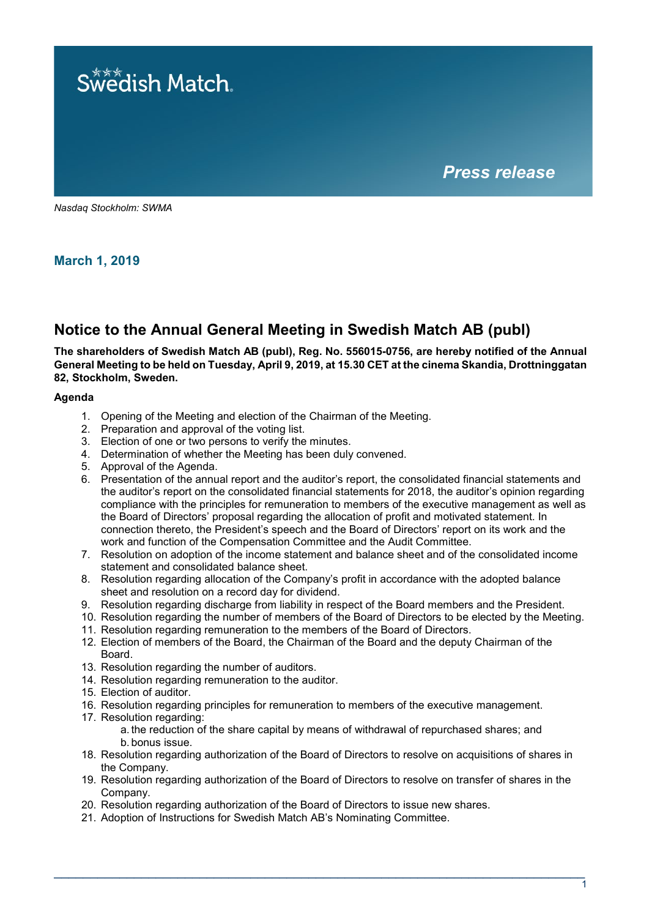Swedish Match

*Press release*

*Nasdaq Stockholm: SWMA*

**March 1, 2019**

## Notice to the Annual General Meeting in Swedish Match AB (publ)

**The shareholders of Swedish Match AB (publ), Reg. No. 556015-0756, are hereby notified of the Annual General Meeting to be held on Tuesday, April 9, 2019, at 15.30 CET at the cinema Skandia, Drottninggatan 82, Stockholm, Sweden.**

### Agenda

1. Opening of the Meeting and election of the Chairman of the Meeting.
2. Preparation and approval of the voting list.
3. Election of one or two persons to verify the minutes.
4. Determination of whether the Meeting has been duly convened.
5. Approval of the Agenda.
6. Presentation of the annual report and the auditor's report, the consolidated financial statements and the auditor's report on the consolidated financial statements for 2018, the auditor's opinion regarding compliance with the principles for remuneration to members of the executive management as well as the Board of Directors' proposal regarding the allocation of profit and motivated statement. In connection thereto, the President's speech and the Board of Directors' report on its work and the work and function of the Compensation Committee and the Audit Committee.
7. Resolution on adoption of the income statement and balance sheet and of the consolidated income statement and consolidated balance sheet.
8. Resolution regarding allocation of the Company's profit in accordance with the adopted balance sheet and resolution on a record day for dividend.
9. Resolution regarding discharge from liability in respect of the Board members and the President.
10. Resolution regarding the number of members of the Board of Directors to be elected by the Meeting.
11. Resolution regarding remuneration to the members of the Board of Directors.
12. Election of members of the Board, the Chairman of the Board and the deputy Chairman of the Board.
13. Resolution regarding the number of auditors.
14. Resolution regarding remuneration to the auditor.
15. Election of auditor.
16. Resolution regarding principles for remuneration to members of the executive management.
17. Resolution regarding:
    a. the reduction of the share capital by means of withdrawal of repurchased shares; and
    b. bonus issue.
18. Resolution regarding authorization of the Board of Directors to resolve on acquisitions of shares in the Company.
19. Resolution regarding authorization of the Board of Directors to resolve on transfer of shares in the Company.
20. Resolution regarding authorization of the Board of Directors to issue new shares.
21. Adoption of Instructions for Swedish Match AB's Nominating Committee.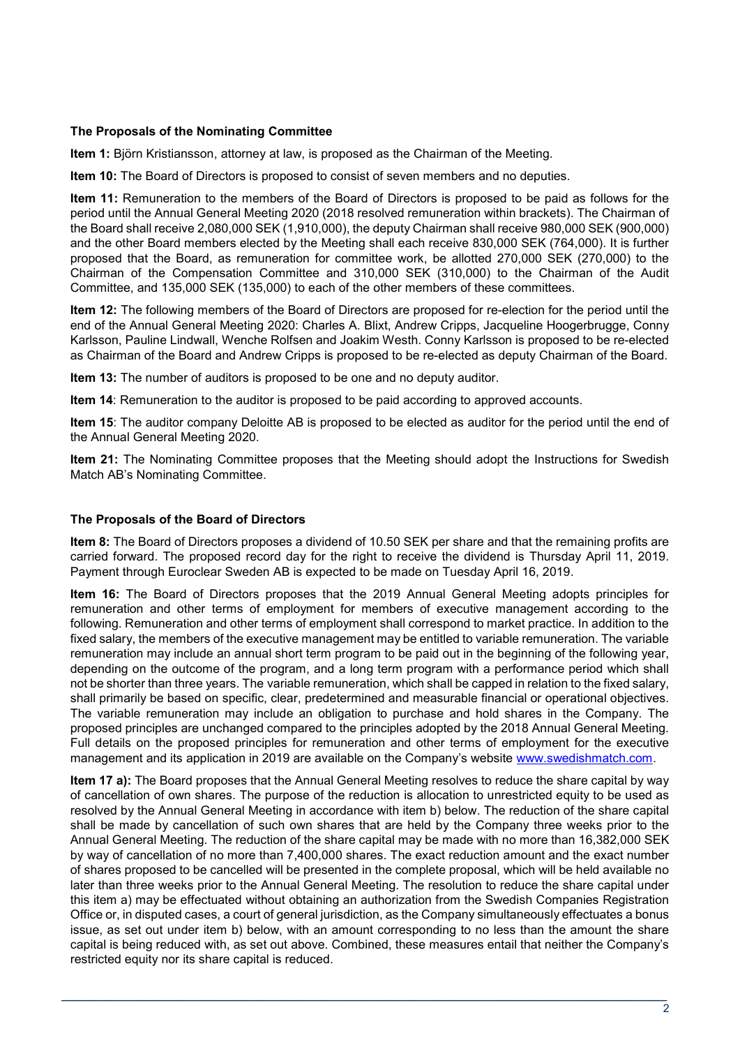### The Proposals of the Nominating Committee

**Item 1:** Björn Kristiansson, attorney at law, is proposed as the Chairman of the Meeting.

**Item 10:** The Board of Directors is proposed to consist of seven members and no deputies.

**Item 11:** Remuneration to the members of the Board of Directors is proposed to be paid as follows for the period until the Annual General Meeting 2020 (2018 resolved remuneration within brackets). The Chairman of the Board shall receive 2,080,000 SEK (1,910,000), the deputy Chairman shall receive 980,000 SEK (900,000) and the other Board members elected by the Meeting shall each receive 830,000 SEK (764,000). It is further proposed that the Board, as remuneration for committee work, be allotted 270,000 SEK (270,000) to the Chairman of the Compensation Committee and 310,000 SEK (310,000) to the Chairman of the Audit Committee, and 135,000 SEK (135,000) to each of the other members of these committees.

**Item 12:** The following members of the Board of Directors are proposed for re-election for the period until the end of the Annual General Meeting 2020: Charles A. Blixt, Andrew Cripps, Jacqueline Hoogerbrugge, Conny Karlsson, Pauline Lindwall, Wenche Rolfsen and Joakim Westh. Conny Karlsson is proposed to be re-elected as Chairman of the Board and Andrew Cripps is proposed to be re-elected as deputy Chairman of the Board.

**Item 13:** The number of auditors is proposed to be one and no deputy auditor.

**Item 14**: Remuneration to the auditor is proposed to be paid according to approved accounts.

**Item 15**: The auditor company Deloitte AB is proposed to be elected as auditor for the period until the end of the Annual General Meeting 2020.

**Item 21:** The Nominating Committee proposes that the Meeting should adopt the Instructions for Swedish Match AB's Nominating Committee.

### The Proposals of the Board of Directors

**Item 8:** The Board of Directors proposes a dividend of 10.50 SEK per share and that the remaining profits are carried forward. The proposed record day for the right to receive the dividend is Thursday April 11, 2019. Payment through Euroclear Sweden AB is expected to be made on Tuesday April 16, 2019.

**Item 16:** The Board of Directors proposes that the 2019 Annual General Meeting adopts principles for remuneration and other terms of employment for members of executive management according to the following. Remuneration and other terms of employment shall correspond to market practice. In addition to the fixed salary, the members of the executive management may be entitled to variable remuneration. The variable remuneration may include an annual short term program to be paid out in the beginning of the following year, depending on the outcome of the program, and a long term program with a performance period which shall not be shorter than three years. The variable remuneration, which shall be capped in relation to the fixed salary, shall primarily be based on specific, clear, predetermined and measurable financial or operational objectives. The variable remuneration may include an obligation to purchase and hold shares in the Company. The proposed principles are unchanged compared to the principles adopted by the 2018 Annual General Meeting. Full details on the proposed principles for remuneration and other terms of employment for the executive management and its application in 2019 are available on the Company's website www.swedishmatch.com.

**Item 17 a):** The Board proposes that the Annual General Meeting resolves to reduce the share capital by way of cancellation of own shares. The purpose of the reduction is allocation to unrestricted equity to be used as resolved by the Annual General Meeting in accordance with item b) below. The reduction of the share capital shall be made by cancellation of such own shares that are held by the Company three weeks prior to the Annual General Meeting. The reduction of the share capital may be made with no more than 16,382,000 SEK by way of cancellation of no more than 7,400,000 shares. The exact reduction amount and the exact number of shares proposed to be cancelled will be presented in the complete proposal, which will be held available no later than three weeks prior to the Annual General Meeting. The resolution to reduce the share capital under this item a) may be effectuated without obtaining an authorization from the Swedish Companies Registration Office or, in disputed cases, a court of general jurisdiction, as the Company simultaneously effectuates a bonus issue, as set out under item b) below, with an amount corresponding to no less than the amount the share capital is being reduced with, as set out above. Combined, these measures entail that neither the Company's restricted equity nor its share capital is reduced.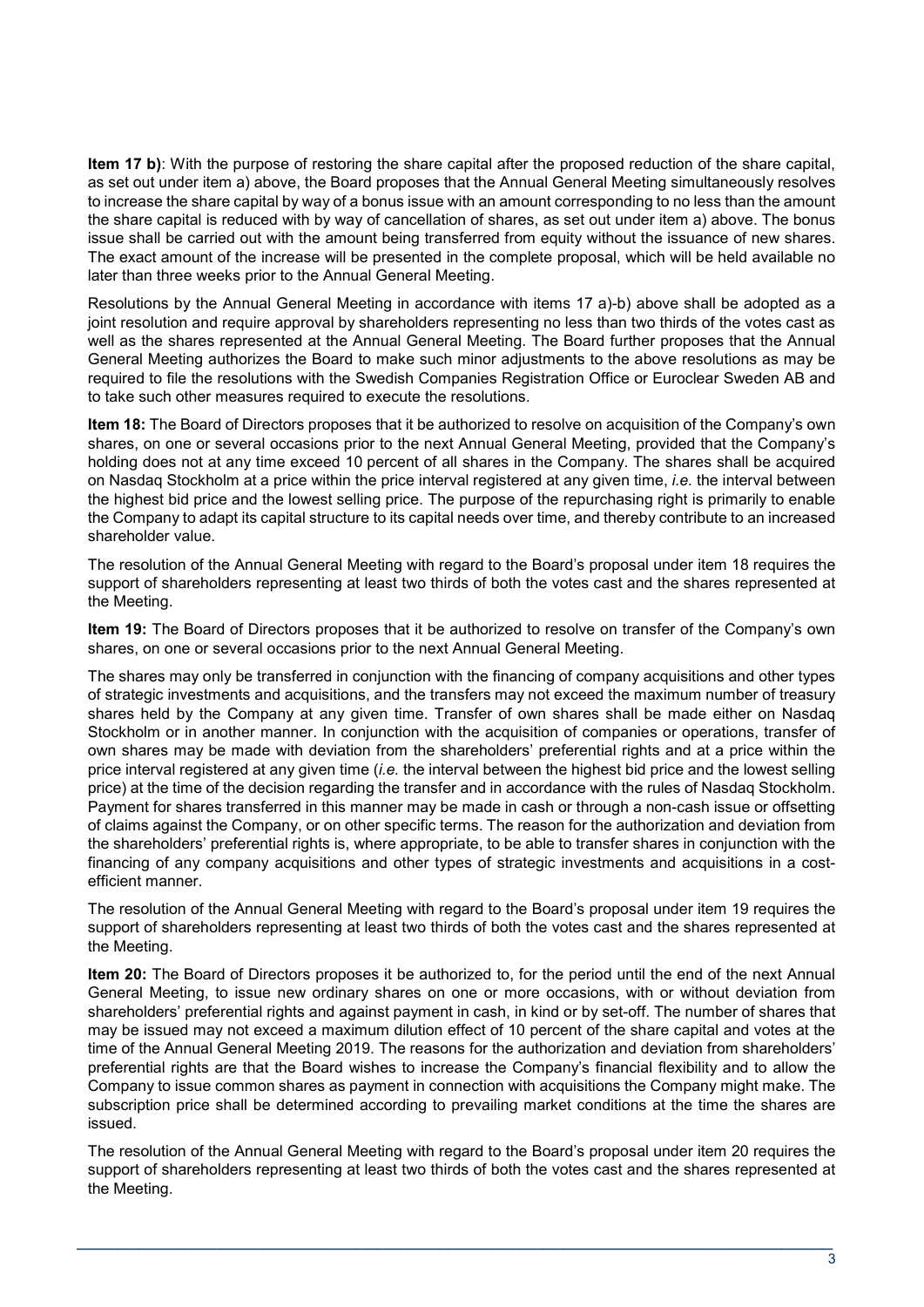**Item 17 b)**: With the purpose of restoring the share capital after the proposed reduction of the share capital, as set out under item a) above, the Board proposes that the Annual General Meeting simultaneously resolves to increase the share capital by way of a bonus issue with an amount corresponding to no less than the amount the share capital is reduced with by way of cancellation of shares, as set out under item a) above. The bonus issue shall be carried out with the amount being transferred from equity without the issuance of new shares. The exact amount of the increase will be presented in the complete proposal, which will be held available no later than three weeks prior to the Annual General Meeting.

Resolutions by the Annual General Meeting in accordance with items 17 a)-b) above shall be adopted as a joint resolution and require approval by shareholders representing no less than two thirds of the votes cast as well as the shares represented at the Annual General Meeting. The Board further proposes that the Annual General Meeting authorizes the Board to make such minor adjustments to the above resolutions as may be required to file the resolutions with the Swedish Companies Registration Office or Euroclear Sweden AB and to take such other measures required to execute the resolutions.

**Item 18:** The Board of Directors proposes that it be authorized to resolve on acquisition of the Company's own shares, on one or several occasions prior to the next Annual General Meeting, provided that the Company's holding does not at any time exceed 10 percent of all shares in the Company. The shares shall be acquired on Nasdaq Stockholm at a price within the price interval registered at any given time, *i.e.* the interval between the highest bid price and the lowest selling price. The purpose of the repurchasing right is primarily to enable the Company to adapt its capital structure to its capital needs over time, and thereby contribute to an increased shareholder value.

The resolution of the Annual General Meeting with regard to the Board's proposal under item 18 requires the support of shareholders representing at least two thirds of both the votes cast and the shares represented at the Meeting.

**Item 19:** The Board of Directors proposes that it be authorized to resolve on transfer of the Company's own shares, on one or several occasions prior to the next Annual General Meeting.

The shares may only be transferred in conjunction with the financing of company acquisitions and other types of strategic investments and acquisitions, and the transfers may not exceed the maximum number of treasury shares held by the Company at any given time. Transfer of own shares shall be made either on Nasdaq Stockholm or in another manner. In conjunction with the acquisition of companies or operations, transfer of own shares may be made with deviation from the shareholders' preferential rights and at a price within the price interval registered at any given time (*i.e.* the interval between the highest bid price and the lowest selling price) at the time of the decision regarding the transfer and in accordance with the rules of Nasdaq Stockholm. Payment for shares transferred in this manner may be made in cash or through a non-cash issue or offsetting of claims against the Company, or on other specific terms. The reason for the authorization and deviation from the shareholders' preferential rights is, where appropriate, to be able to transfer shares in conjunction with the financing of any company acquisitions and other types of strategic investments and acquisitions in a cost-efficient manner.

The resolution of the Annual General Meeting with regard to the Board's proposal under item 19 requires the support of shareholders representing at least two thirds of both the votes cast and the shares represented at the Meeting.

**Item 20:** The Board of Directors proposes it be authorized to, for the period until the end of the next Annual General Meeting, to issue new ordinary shares on one or more occasions, with or without deviation from shareholders' preferential rights and against payment in cash, in kind or by set-off. The number of shares that may be issued may not exceed a maximum dilution effect of 10 percent of the share capital and votes at the time of the Annual General Meeting 2019. The reasons for the authorization and deviation from shareholders' preferential rights are that the Board wishes to increase the Company's financial flexibility and to allow the Company to issue common shares as payment in connection with acquisitions the Company might make. The subscription price shall be determined according to prevailing market conditions at the time the shares are issued.

The resolution of the Annual General Meeting with regard to the Board's proposal under item 20 requires the support of shareholders representing at least two thirds of both the votes cast and the shares represented at the Meeting.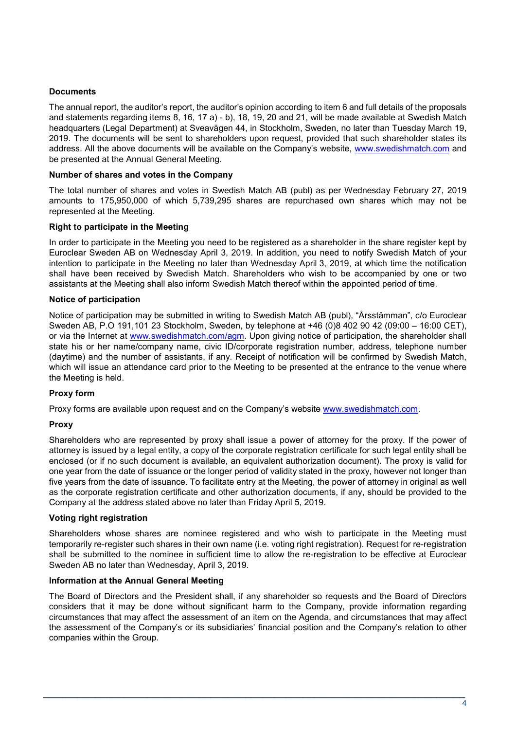**Documents**

The annual report, the auditor's report, the auditor's opinion according to item 6 and full details of the proposals and statements regarding items 8, 16, 17 a) - b), 18, 19, 20 and 21, will be made available at Swedish Match headquarters (Legal Department) at Sveavägen 44, in Stockholm, Sweden, no later than Tuesday March 19, 2019. The documents will be sent to shareholders upon request, provided that such shareholder states its address. All the above documents will be available on the Company's website, www.swedishmatch.com and be presented at the Annual General Meeting.

**Number of shares and votes in the Company**

The total number of shares and votes in Swedish Match AB (publ) as per Wednesday February 27, 2019 amounts to 175,950,000 of which 5,739,295 shares are repurchased own shares which may not be represented at the Meeting.

**Right to participate in the Meeting**

In order to participate in the Meeting you need to be registered as a shareholder in the share register kept by Euroclear Sweden AB on Wednesday April 3, 2019. In addition, you need to notify Swedish Match of your intention to participate in the Meeting no later than Wednesday April 3, 2019, at which time the notification shall have been received by Swedish Match. Shareholders who wish to be accompanied by one or two assistants at the Meeting shall also inform Swedish Match thereof within the appointed period of time.

**Notice of participation**

Notice of participation may be submitted in writing to Swedish Match AB (publ), "Årsstämman", c/o Euroclear Sweden AB, P.O 191,101 23 Stockholm, Sweden, by telephone at +46 (0)8 402 90 42 (09:00 – 16:00 CET), or via the Internet at www.swedishmatch.com/agm. Upon giving notice of participation, the shareholder shall state his or her name/company name, civic ID/corporate registration number, address, telephone number (daytime) and the number of assistants, if any. Receipt of notification will be confirmed by Swedish Match, which will issue an attendance card prior to the Meeting to be presented at the entrance to the venue where the Meeting is held.

**Proxy form**

Proxy forms are available upon request and on the Company's website www.swedishmatch.com.

**Proxy**

Shareholders who are represented by proxy shall issue a power of attorney for the proxy. If the power of attorney is issued by a legal entity, a copy of the corporate registration certificate for such legal entity shall be enclosed (or if no such document is available, an equivalent authorization document). The proxy is valid for one year from the date of issuance or the longer period of validity stated in the proxy, however not longer than five years from the date of issuance. To facilitate entry at the Meeting, the power of attorney in original as well as the corporate registration certificate and other authorization documents, if any, should be provided to the Company at the address stated above no later than Friday April 5, 2019.

**Voting right registration**

Shareholders whose shares are nominee registered and who wish to participate in the Meeting must temporarily re-register such shares in their own name (i.e. voting right registration). Request for re-registration shall be submitted to the nominee in sufficient time to allow the re-registration to be effective at Euroclear Sweden AB no later than Wednesday, April 3, 2019.

**Information at the Annual General Meeting**

The Board of Directors and the President shall, if any shareholder so requests and the Board of Directors considers that it may be done without significant harm to the Company, provide information regarding circumstances that may affect the assessment of an item on the Agenda, and circumstances that may affect the assessment of the Company's or its subsidiaries' financial position and the Company's relation to other companies within the Group.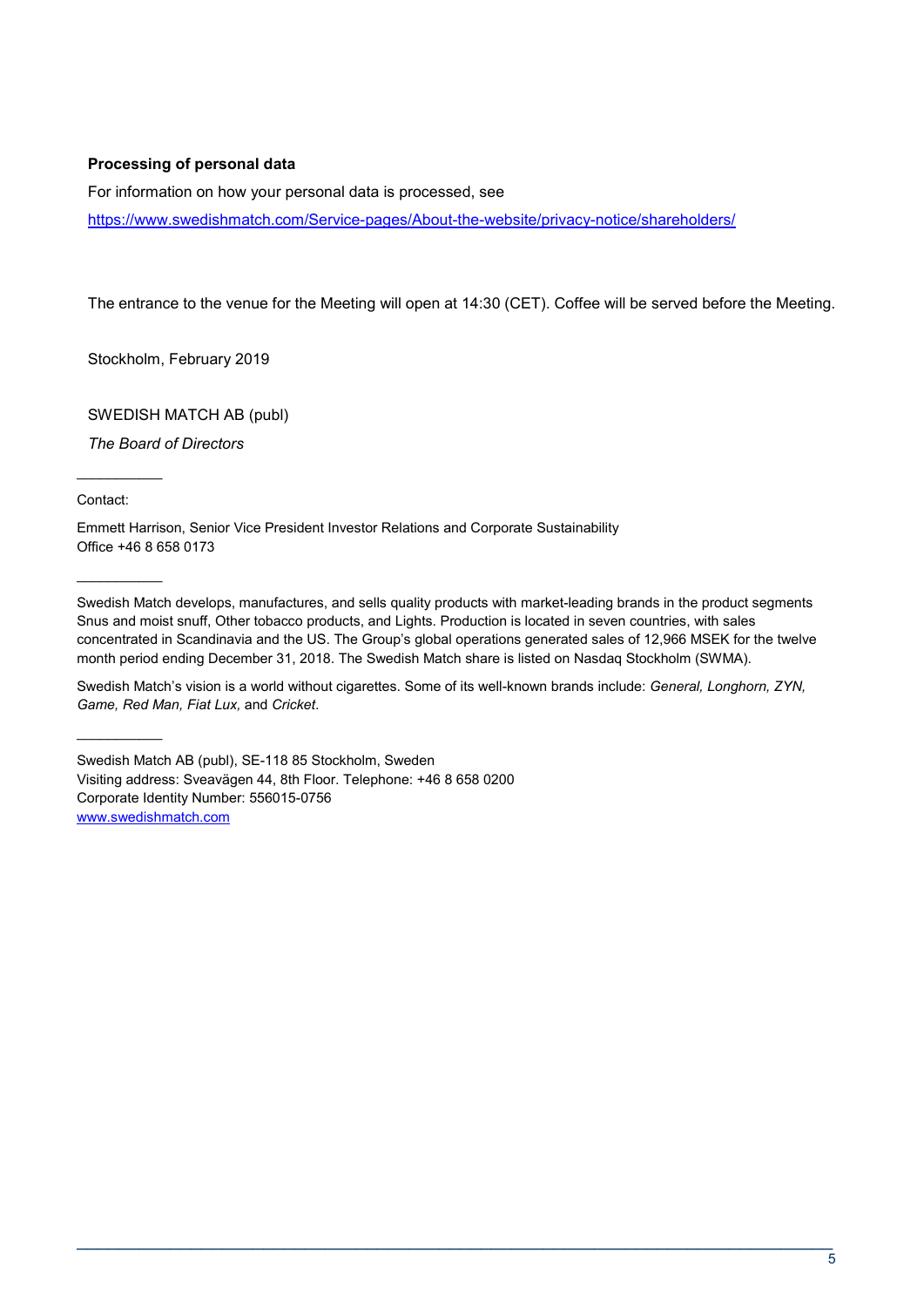**Processing of personal data**

For information on how your personal data is processed, see

https://www.swedishmatch.com/Service-pages/About-the-website/privacy-notice/shareholders/

The entrance to the venue for the Meeting will open at 14:30 (CET). Coffee will be served before the Meeting.

Stockholm, February 2019

SWEDISH MATCH AB (publ)

*The Board of Directors*

---

Contact:

Emmett Harrison, Senior Vice President Investor Relations and Corporate Sustainability
Office +46 8 658 0173

---

Swedish Match develops, manufactures, and sells quality products with market-leading brands in the product segments Snus and moist snuff, Other tobacco products, and Lights. Production is located in seven countries, with sales concentrated in Scandinavia and the US. The Group's global operations generated sales of 12,966 MSEK for the twelve month period ending December 31, 2018. The Swedish Match share is listed on Nasdaq Stockholm (SWMA).

Swedish Match's vision is a world without cigarettes. Some of its well-known brands include: *General, Longhorn, ZYN, Game, Red Man, Fiat Lux,* and *Cricket*.

---

Swedish Match AB (publ), SE-118 85 Stockholm, Sweden
Visiting address: Sveavägen 44, 8th Floor. Telephone: +46 8 658 0200
Corporate Identity Number: 556015-0756
www.swedishmatch.com